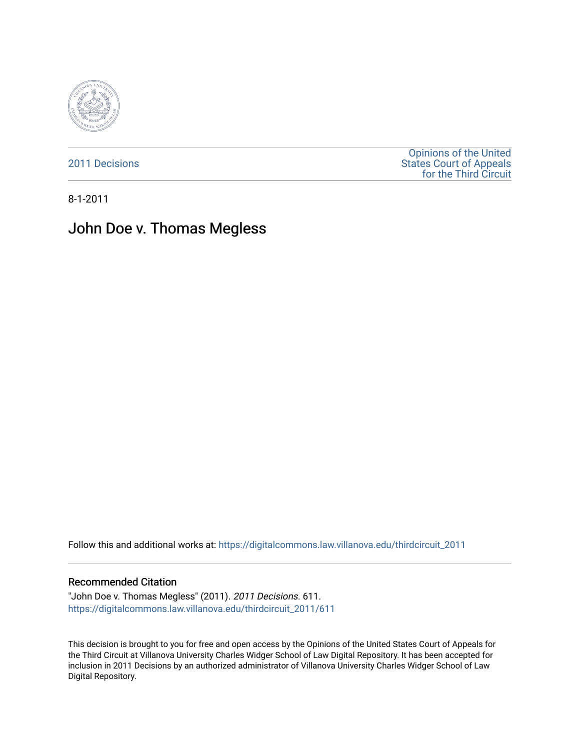2011 Decisions

Opinions of the United States Court of Appeals for the Third Circuit

8-1-2011

# John Doe v. Thomas Megless

Follow this and additional works at: https://digitalcommons.law.villanova.edu/thirdcircuit_2011

## Recommended Citation

"John Doe v. Thomas Megless" (2011). *2011 Decisions*. 611.
https://digitalcommons.law.villanova.edu/thirdcircuit_2011/611

This decision is brought to you for free and open access by the Opinions of the United States Court of Appeals for the Third Circuit at Villanova University Charles Widger School of Law Digital Repository. It has been accepted for inclusion in 2011 Decisions by an authorized administrator of Villanova University Charles Widger School of Law Digital Repository.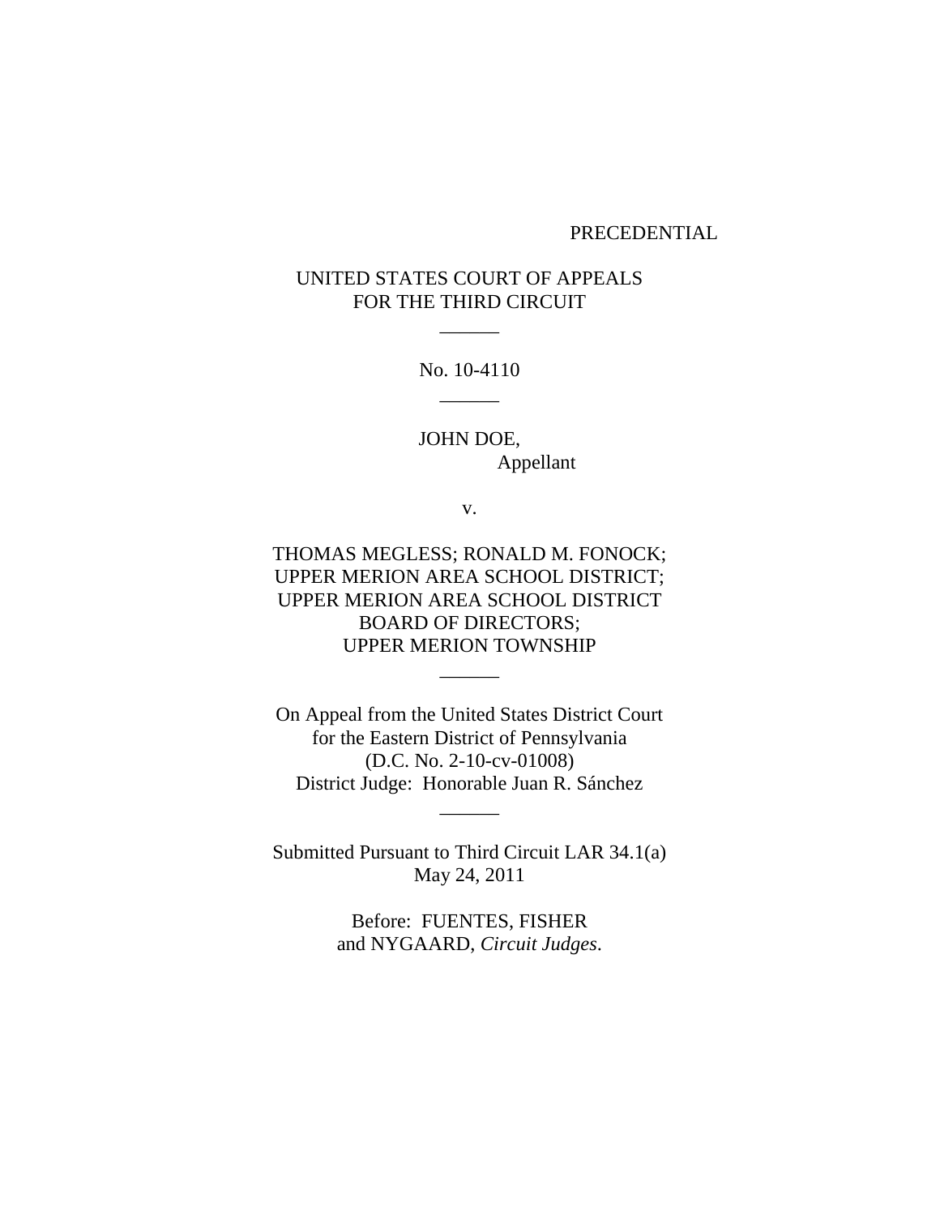PRECEDENTIAL

UNITED STATES COURT OF APPEALS
FOR THE THIRD CIRCUIT

\_\_\_\_\_\_

No. 10-4110

\_\_\_\_\_\_

JOHN DOE,
Appellant

v.

THOMAS MEGLESS; RONALD M. FONOCK;
UPPER MERION AREA SCHOOL DISTRICT;
UPPER MERION AREA SCHOOL DISTRICT
BOARD OF DIRECTORS;
UPPER MERION TOWNSHIP

\_\_\_\_\_\_

On Appeal from the United States District Court
for the Eastern District of Pennsylvania
(D.C. No. 2-10-cv-01008)
District Judge: Honorable Juan R. Sánchez

\_\_\_\_\_\_

Submitted Pursuant to Third Circuit LAR 34.1(a)
May 24, 2011

Before: FUENTES, FISHER
and NYGAARD, *Circuit Judges*.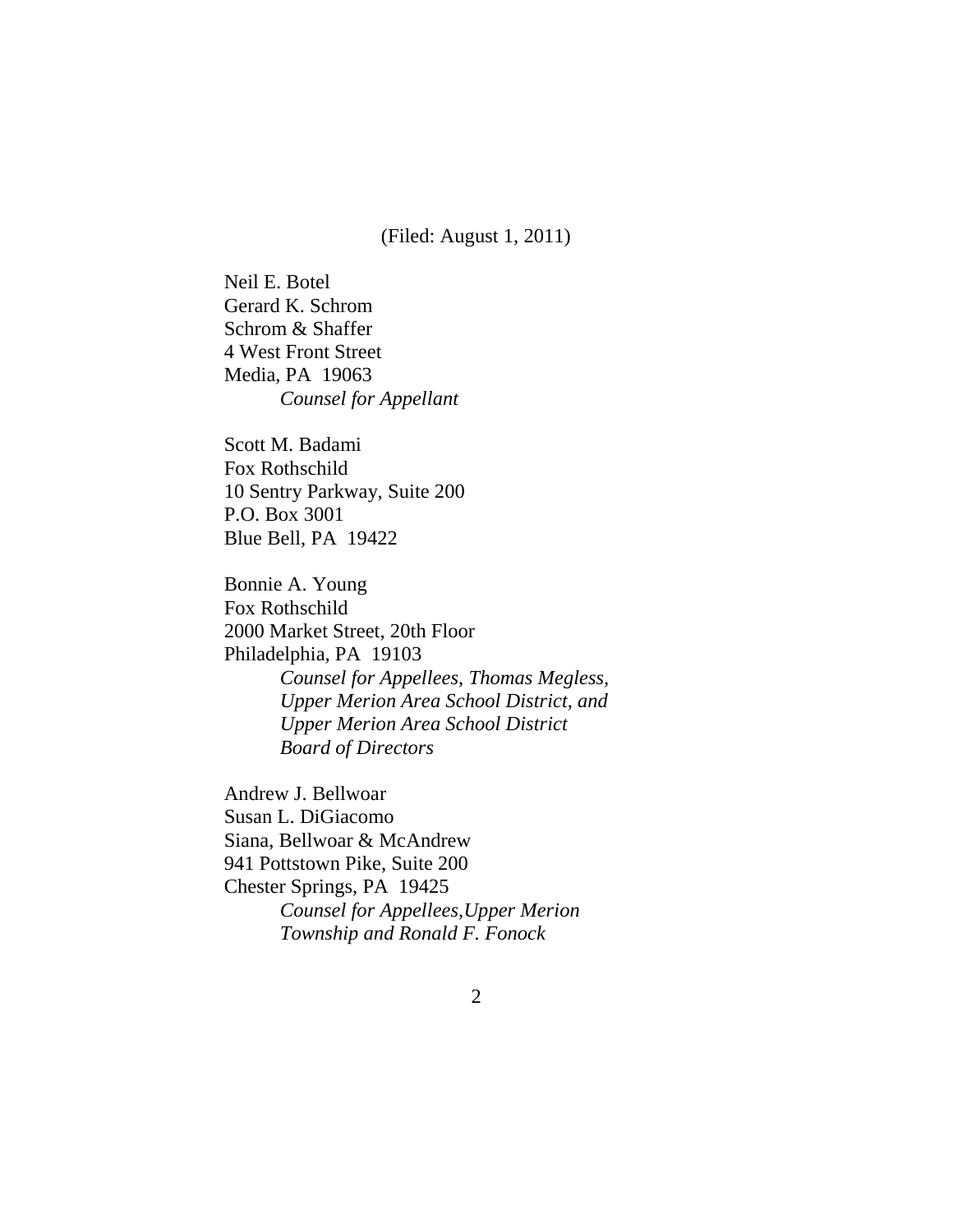(Filed: August 1, 2011)

Neil E. Botel
Gerard K. Schrom
Schrom & Shaffer
4 West Front Street
Media, PA 19063
*Counsel for Appellant*

Scott M. Badami
Fox Rothschild
10 Sentry Parkway, Suite 200
P.O. Box 3001
Blue Bell, PA 19422

Bonnie A. Young
Fox Rothschild
2000 Market Street, 20th Floor
Philadelphia, PA 19103
*Counsel for Appellees, Thomas Megless, Upper Merion Area School District, and Upper Merion Area School District Board of Directors*

Andrew J. Bellwoar
Susan L. DiGiacomo
Siana, Bellwoar & McAndrew
941 Pottstown Pike, Suite 200
Chester Springs, PA 19425
*Counsel for Appellees,Upper Merion Township and Ronald F. Fonock*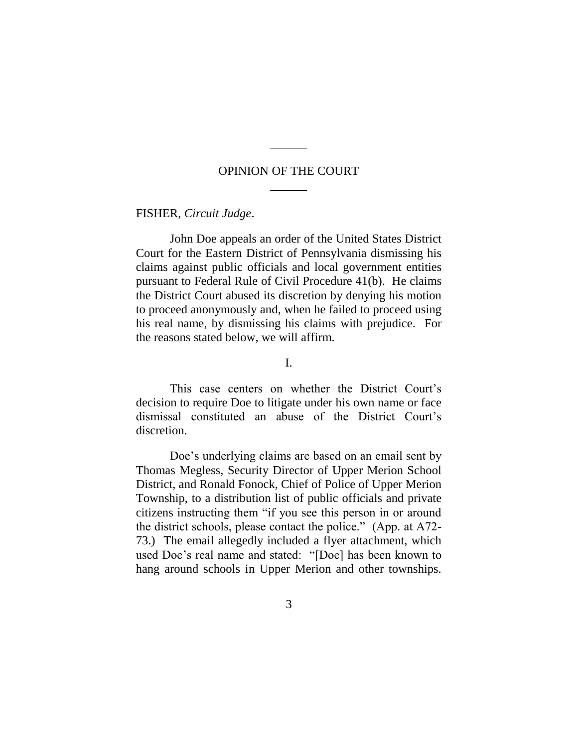______

# OPINION OF THE COURT

______

FISHER, *Circuit Judge*.

John Doe appeals an order of the United States District Court for the Eastern District of Pennsylvania dismissing his claims against public officials and local government entities pursuant to Federal Rule of Civil Procedure 41(b). He claims the District Court abused its discretion by denying his motion to proceed anonymously and, when he failed to proceed using his real name, by dismissing his claims with prejudice. For the reasons stated below, we will affirm.

## I.

This case centers on whether the District Court's decision to require Doe to litigate under his own name or face dismissal constituted an abuse of the District Court's discretion.

Doe's underlying claims are based on an email sent by Thomas Megless, Security Director of Upper Merion School District, and Ronald Fonock, Chief of Police of Upper Merion Township, to a distribution list of public officials and private citizens instructing them "if you see this person in or around the district schools, please contact the police." (App. at A72-73.) The email allegedly included a flyer attachment, which used Doe's real name and stated: "[Doe] has been known to hang around schools in Upper Merion and other townships.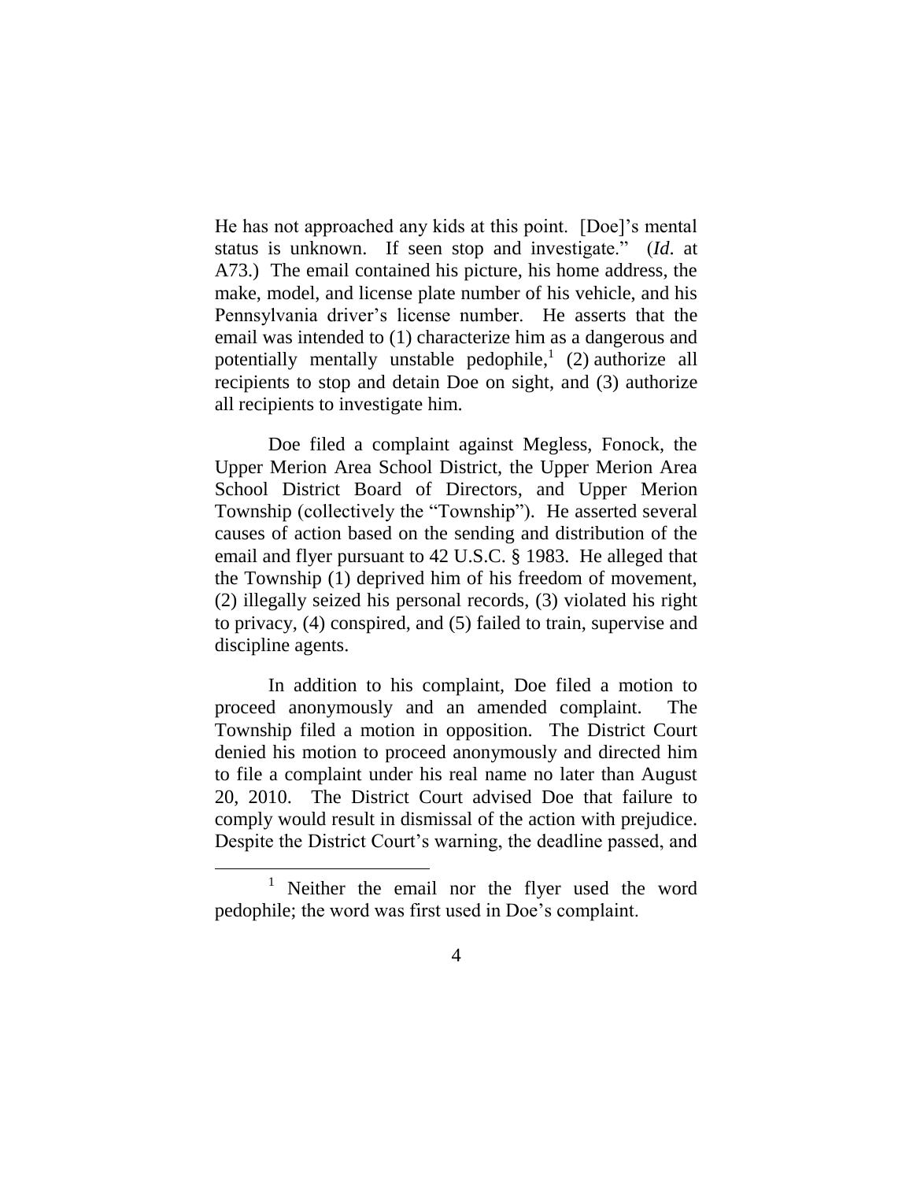He has not approached any kids at this point. [Doe]'s mental status is unknown. If seen stop and investigate." (*Id*. at A73.) The email contained his picture, his home address, the make, model, and license plate number of his vehicle, and his Pennsylvania driver's license number. He asserts that the email was intended to (1) characterize him as a dangerous and potentially mentally unstable pedophile,[1] (2) authorize all recipients to stop and detain Doe on sight, and (3) authorize all recipients to investigate him.

Doe filed a complaint against Megless, Fonock, the Upper Merion Area School District, the Upper Merion Area School District Board of Directors, and Upper Merion Township (collectively the "Township"). He asserted several causes of action based on the sending and distribution of the email and flyer pursuant to 42 U.S.C. § 1983. He alleged that the Township (1) deprived him of his freedom of movement, (2) illegally seized his personal records, (3) violated his right to privacy, (4) conspired, and (5) failed to train, supervise and discipline agents.

In addition to his complaint, Doe filed a motion to proceed anonymously and an amended complaint. The Township filed a motion in opposition. The District Court denied his motion to proceed anonymously and directed him to file a complaint under his real name no later than August 20, 2010. The District Court advised Doe that failure to comply would result in dismissal of the action with prejudice. Despite the District Court's warning, the deadline passed, and

[1] Neither the email nor the flyer used the word pedophile; the word was first used in Doe's complaint.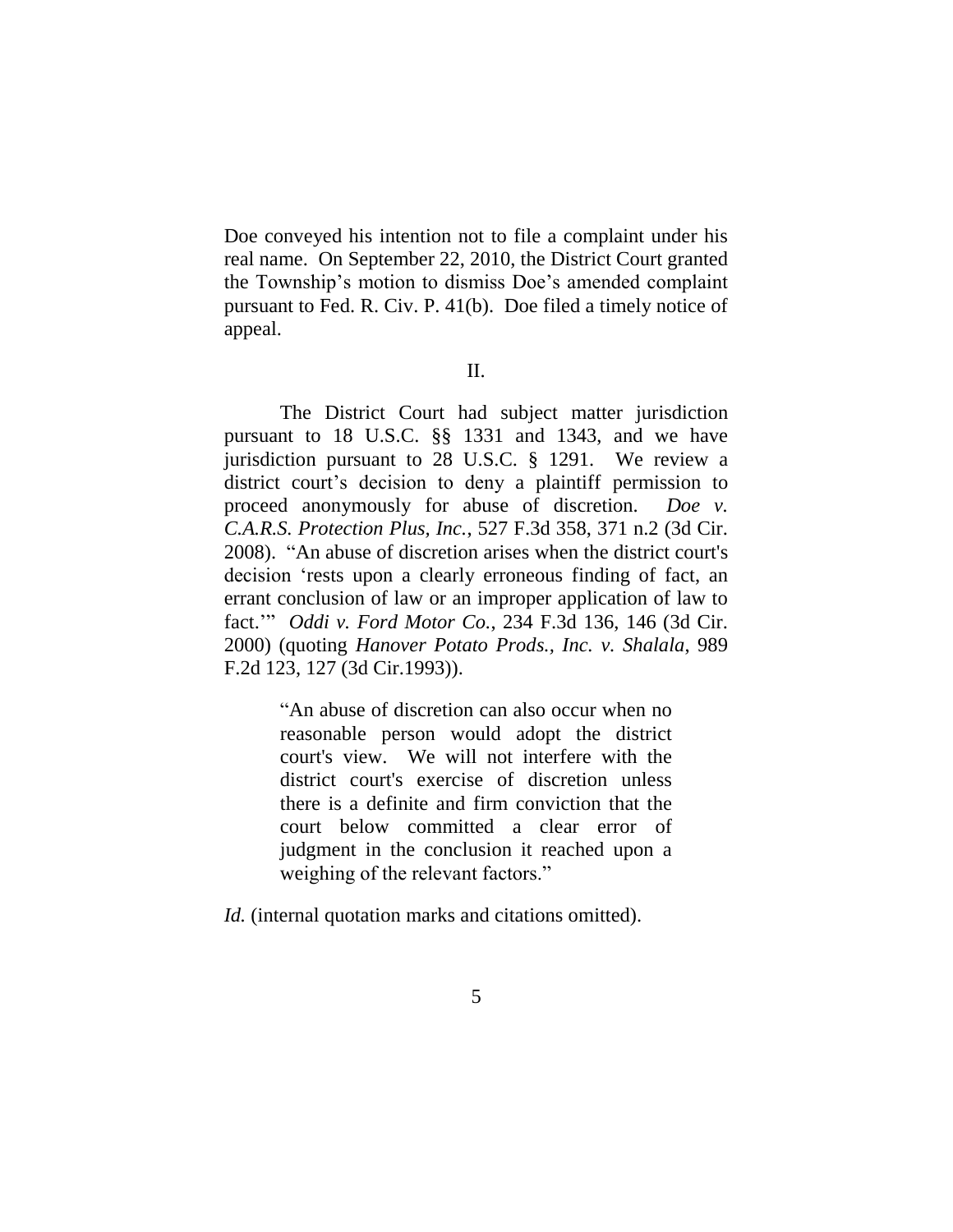Doe conveyed his intention not to file a complaint under his real name. On September 22, 2010, the District Court granted the Township's motion to dismiss Doe's amended complaint pursuant to Fed. R. Civ. P. 41(b). Doe filed a timely notice of appeal.

## II.

The District Court had subject matter jurisdiction pursuant to 18 U.S.C. §§ 1331 and 1343, and we have jurisdiction pursuant to 28 U.S.C. § 1291. We review a district court's decision to deny a plaintiff permission to proceed anonymously for abuse of discretion. *Doe v. C.A.R.S. Protection Plus, Inc.*, 527 F.3d 358, 371 n.2 (3d Cir. 2008). "An abuse of discretion arises when the district court's decision 'rests upon a clearly erroneous finding of fact, an errant conclusion of law or an improper application of law to fact.'" *Oddi v. Ford Motor Co.*, 234 F.3d 136, 146 (3d Cir. 2000) (quoting *Hanover Potato Prods., Inc. v. Shalala*, 989 F.2d 123, 127 (3d Cir.1993)).

> "An abuse of discretion can also occur when no reasonable person would adopt the district court's view. We will not interfere with the district court's exercise of discretion unless there is a definite and firm conviction that the court below committed a clear error of judgment in the conclusion it reached upon a weighing of the relevant factors."

*Id.* (internal quotation marks and citations omitted).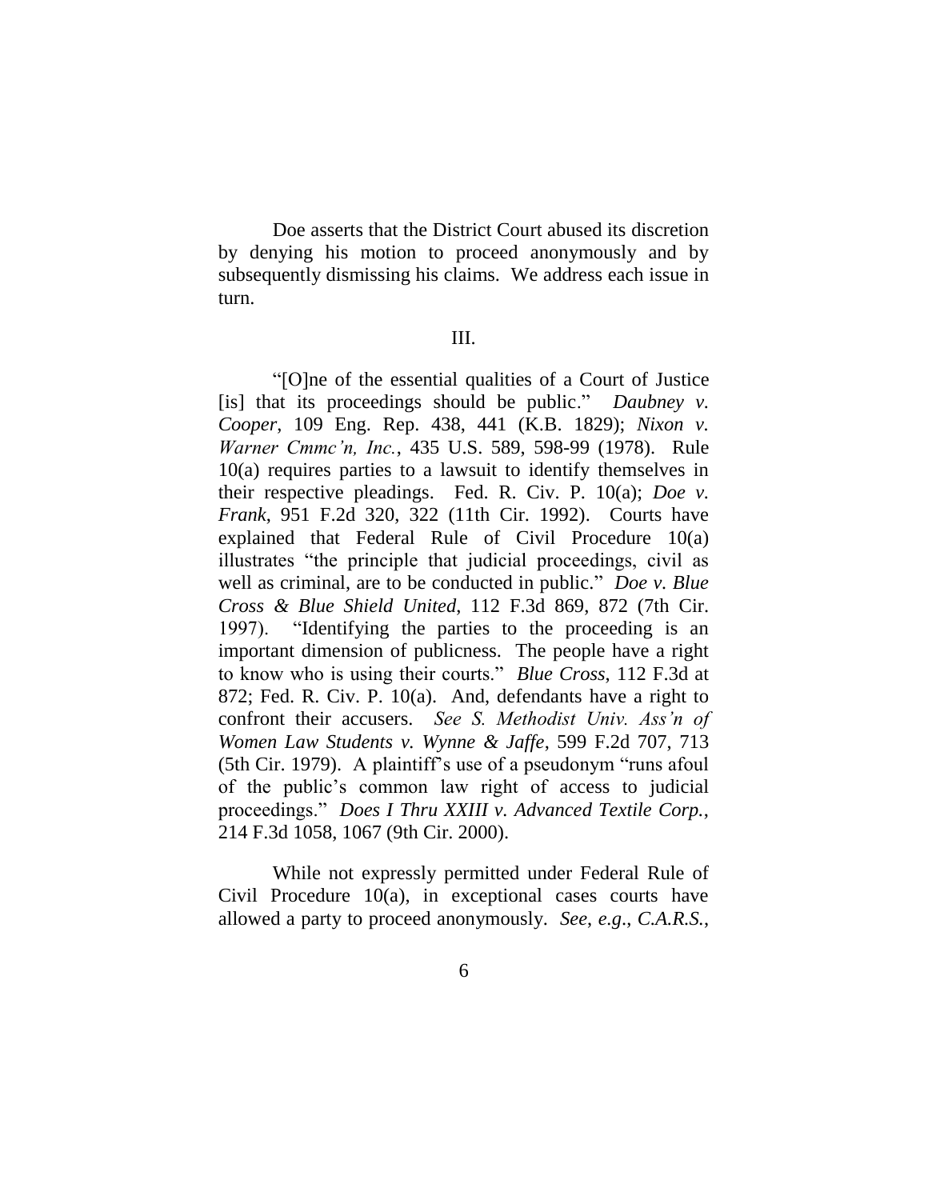Doe asserts that the District Court abused its discretion by denying his motion to proceed anonymously and by subsequently dismissing his claims. We address each issue in turn.

## III.

"[O]ne of the essential qualities of a Court of Justice [is] that its proceedings should be public." *Daubney v. Cooper*, 109 Eng. Rep. 438, 441 (K.B. 1829); *Nixon v. Warner Cmmc'n, Inc.*, 435 U.S. 589, 598-99 (1978). Rule 10(a) requires parties to a lawsuit to identify themselves in their respective pleadings. Fed. R. Civ. P. 10(a); *Doe v. Frank*, 951 F.2d 320, 322 (11th Cir. 1992). Courts have explained that Federal Rule of Civil Procedure 10(a) illustrates "the principle that judicial proceedings, civil as well as criminal, are to be conducted in public." *Doe v. Blue Cross & Blue Shield United*, 112 F.3d 869, 872 (7th Cir. 1997). "Identifying the parties to the proceeding is an important dimension of publicness. The people have a right to know who is using their courts." *Blue Cross*, 112 F.3d at 872; Fed. R. Civ. P. 10(a). And, defendants have a right to confront their accusers. *See S. Methodist Univ. Ass'n of Women Law Students v. Wynne & Jaffe*, 599 F.2d 707, 713 (5th Cir. 1979). A plaintiff's use of a pseudonym "runs afoul of the public's common law right of access to judicial proceedings." *Does I Thru XXIII v. Advanced Textile Corp.*, 214 F.3d 1058, 1067 (9th Cir. 2000).

While not expressly permitted under Federal Rule of Civil Procedure 10(a), in exceptional cases courts have allowed a party to proceed anonymously. *See*, *e.g*., *C.A.R.S.*,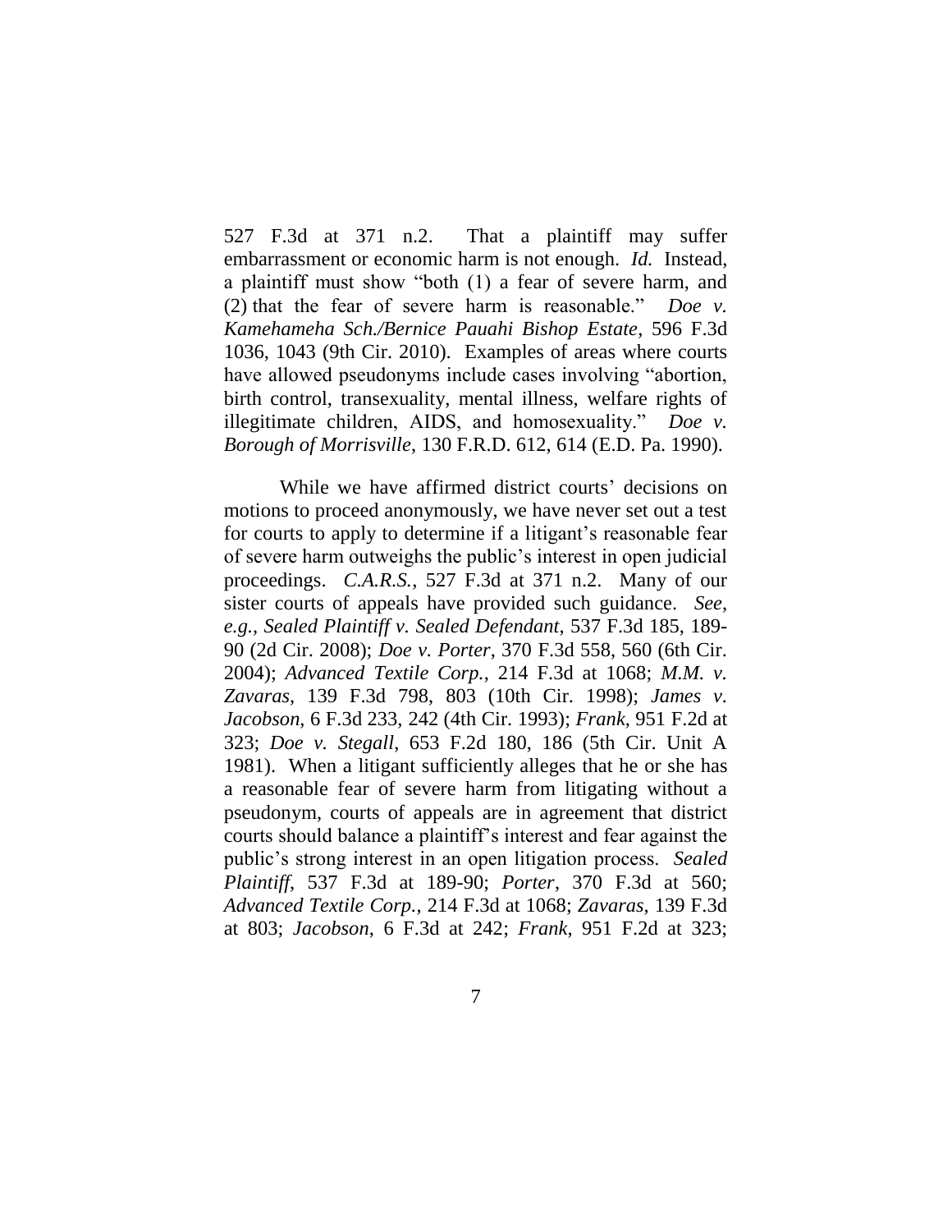527 F.3d at 371 n.2. That a plaintiff may suffer embarrassment or economic harm is not enough. *Id.* Instead, a plaintiff must show "both (1) a fear of severe harm, and (2) that the fear of severe harm is reasonable." *Doe v. Kamehameha Sch./Bernice Pauahi Bishop Estate*, 596 F.3d 1036, 1043 (9th Cir. 2010). Examples of areas where courts have allowed pseudonyms include cases involving "abortion, birth control, transexuality, mental illness, welfare rights of illegitimate children, AIDS, and homosexuality." *Doe v. Borough of Morrisville*, 130 F.R.D. 612, 614 (E.D. Pa. 1990).

While we have affirmed district courts' decisions on motions to proceed anonymously, we have never set out a test for courts to apply to determine if a litigant's reasonable fear of severe harm outweighs the public's interest in open judicial proceedings. *C.A.R.S.*, 527 F.3d at 371 n.2. Many of our sister courts of appeals have provided such guidance. *See, e.g.*, *Sealed Plaintiff v. Sealed Defendant*, 537 F.3d 185, 189-90 (2d Cir. 2008); *Doe v. Porter*, 370 F.3d 558, 560 (6th Cir. 2004); *Advanced Textile Corp.*, 214 F.3d at 1068; *M.M. v. Zavaras*, 139 F.3d 798, 803 (10th Cir. 1998); *James v. Jacobson*, 6 F.3d 233, 242 (4th Cir. 1993); *Frank*, 951 F.2d at 323; *Doe v. Stegall*, 653 F.2d 180, 186 (5th Cir. Unit A 1981). When a litigant sufficiently alleges that he or she has a reasonable fear of severe harm from litigating without a pseudonym, courts of appeals are in agreement that district courts should balance a plaintiff's interest and fear against the public's strong interest in an open litigation process. *Sealed Plaintiff*, 537 F.3d at 189-90; *Porter*, 370 F.3d at 560; *Advanced Textile Corp.*, 214 F.3d at 1068; *Zavaras*, 139 F.3d at 803; *Jacobson*, 6 F.3d at 242; *Frank*, 951 F.2d at 323;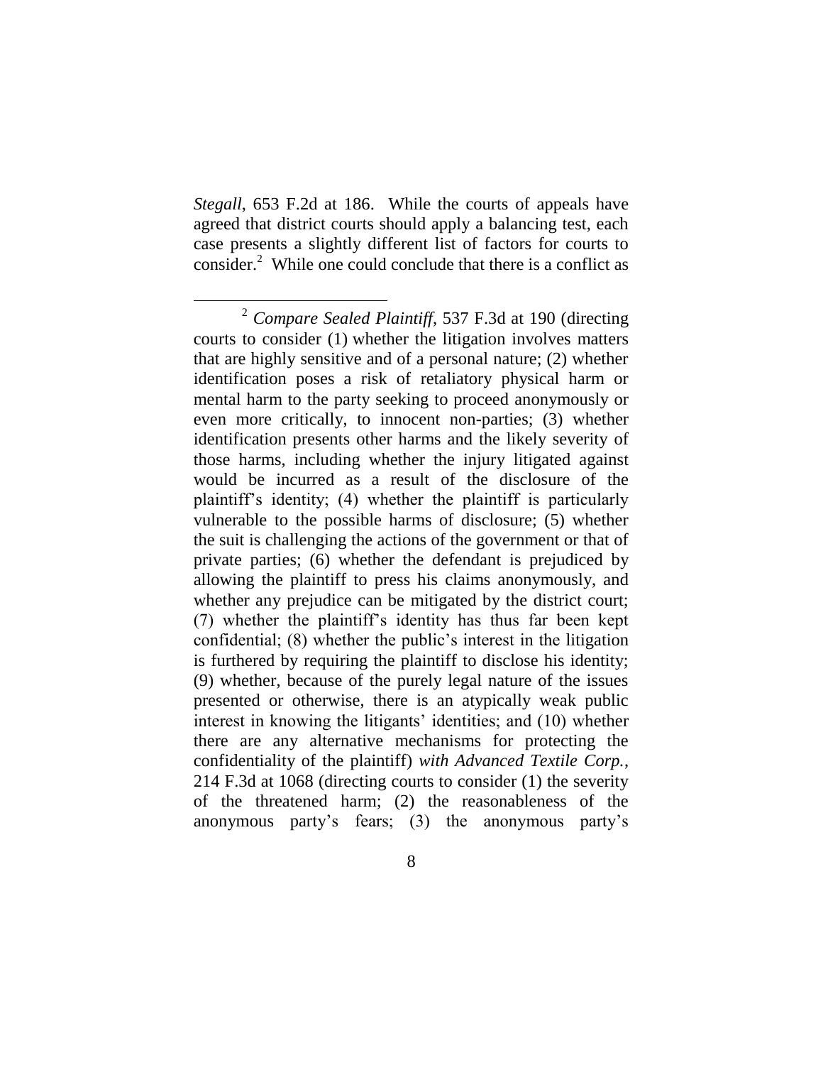*Stegall*, 653 F.2d at 186. While the courts of appeals have agreed that district courts should apply a balancing test, each case presents a slightly different list of factors for courts to consider.[2] While one could conclude that there is a conflict as

---

[2] *Compare Sealed Plaintiff*, 537 F.3d at 190 (directing courts to consider (1) whether the litigation involves matters that are highly sensitive and of a personal nature; (2) whether identification poses a risk of retaliatory physical harm or mental harm to the party seeking to proceed anonymously or even more critically, to innocent non-parties; (3) whether identification presents other harms and the likely severity of those harms, including whether the injury litigated against would be incurred as a result of the disclosure of the plaintiff's identity; (4) whether the plaintiff is particularly vulnerable to the possible harms of disclosure; (5) whether the suit is challenging the actions of the government or that of private parties; (6) whether the defendant is prejudiced by allowing the plaintiff to press his claims anonymously, and whether any prejudice can be mitigated by the district court; (7) whether the plaintiff's identity has thus far been kept confidential; (8) whether the public's interest in the litigation is furthered by requiring the plaintiff to disclose his identity; (9) whether, because of the purely legal nature of the issues presented or otherwise, there is an atypically weak public interest in knowing the litigants' identities; and (10) whether there are any alternative mechanisms for protecting the confidentiality of the plaintiff) *with Advanced Textile Corp.*, 214 F.3d at 1068 (directing courts to consider (1) the severity of the threatened harm; (2) the reasonableness of the anonymous party's fears; (3) the anonymous party's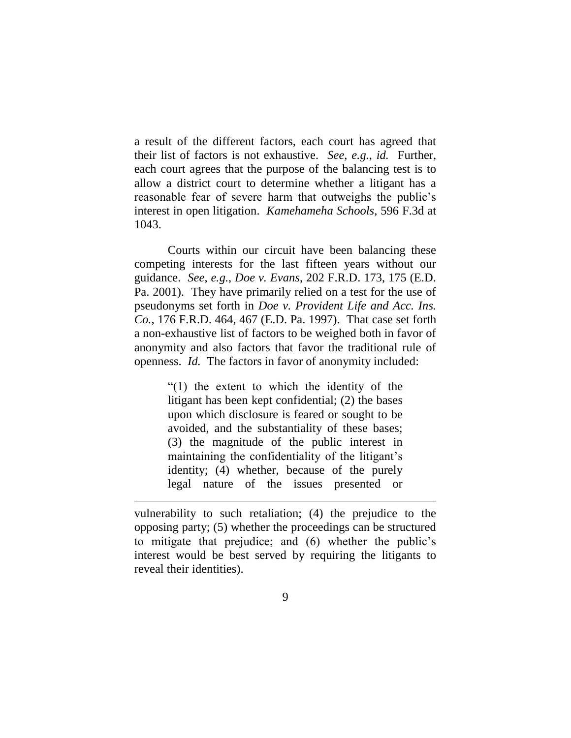a result of the different factors, each court has agreed that their list of factors is not exhaustive. *See, e.g.*, *id.* Further, each court agrees that the purpose of the balancing test is to allow a district court to determine whether a litigant has a reasonable fear of severe harm that outweighs the public's interest in open litigation. *Kamehameha Schools*, 596 F.3d at 1043.

Courts within our circuit have been balancing these competing interests for the last fifteen years without our guidance. *See, e.g.*, *Doe v. Evans*, 202 F.R.D. 173, 175 (E.D. Pa. 2001). They have primarily relied on a test for the use of pseudonyms set forth in *Doe v. Provident Life and Acc. Ins. Co.*, 176 F.R.D. 464, 467 (E.D. Pa. 1997). That case set forth a non-exhaustive list of factors to be weighed both in favor of anonymity and also factors that favor the traditional rule of openness. *Id.* The factors in favor of anonymity included:

> "(1) the extent to which the identity of the litigant has been kept confidential; (2) the bases upon which disclosure is feared or sought to be avoided, and the substantiality of these bases; (3) the magnitude of the public interest in maintaining the confidentiality of the litigant's identity; (4) whether, because of the purely legal nature of the issues presented or

---

vulnerability to such retaliation; (4) the prejudice to the opposing party; (5) whether the proceedings can be structured to mitigate that prejudice; and (6) whether the public's interest would be best served by requiring the litigants to reveal their identities).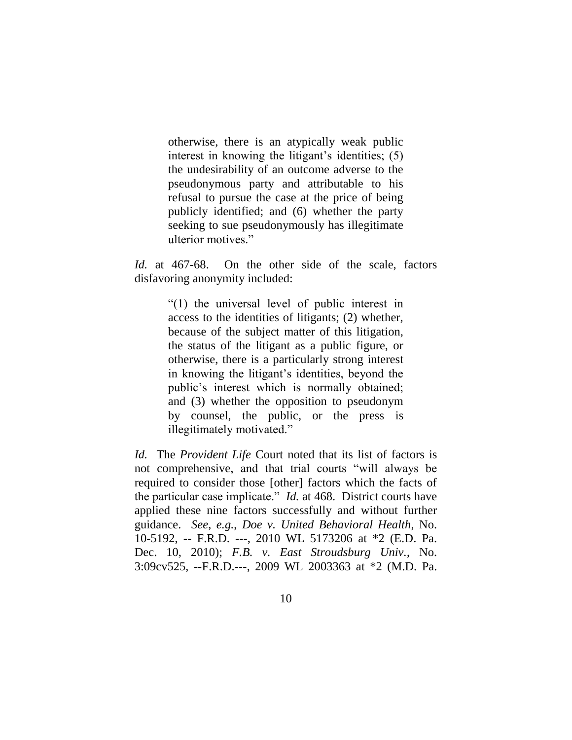> otherwise, there is an atypically weak public interest in knowing the litigant's identities; (5) the undesirability of an outcome adverse to the pseudonymous party and attributable to his refusal to pursue the case at the price of being publicly identified; and (6) whether the party seeking to sue pseudonymously has illegitimate ulterior motives."

*Id.* at 467-68. On the other side of the scale, factors disfavoring anonymity included:

> "(1) the universal level of public interest in access to the identities of litigants; (2) whether, because of the subject matter of this litigation, the status of the litigant as a public figure, or otherwise, there is a particularly strong interest in knowing the litigant's identities, beyond the public's interest which is normally obtained; and (3) whether the opposition to pseudonym by counsel, the public, or the press is illegitimately motivated."

*Id.* The *Provident Life* Court noted that its list of factors is not comprehensive, and that trial courts "will always be required to consider those [other] factors which the facts of the particular case implicate." *Id.* at 468. District courts have applied these nine factors successfully and without further guidance. *See*, *e.g.*, *Doe v. United Behavioral Health*, No. 10-5192, -- F.R.D. ---, 2010 WL 5173206 at *2 (E.D. Pa. Dec. 10, 2010); *F.B. v. East Stroudsburg Univ.*, No. 3:09cv525, --F.R.D.---, 2009 WL 2003363 at *2 (M.D. Pa.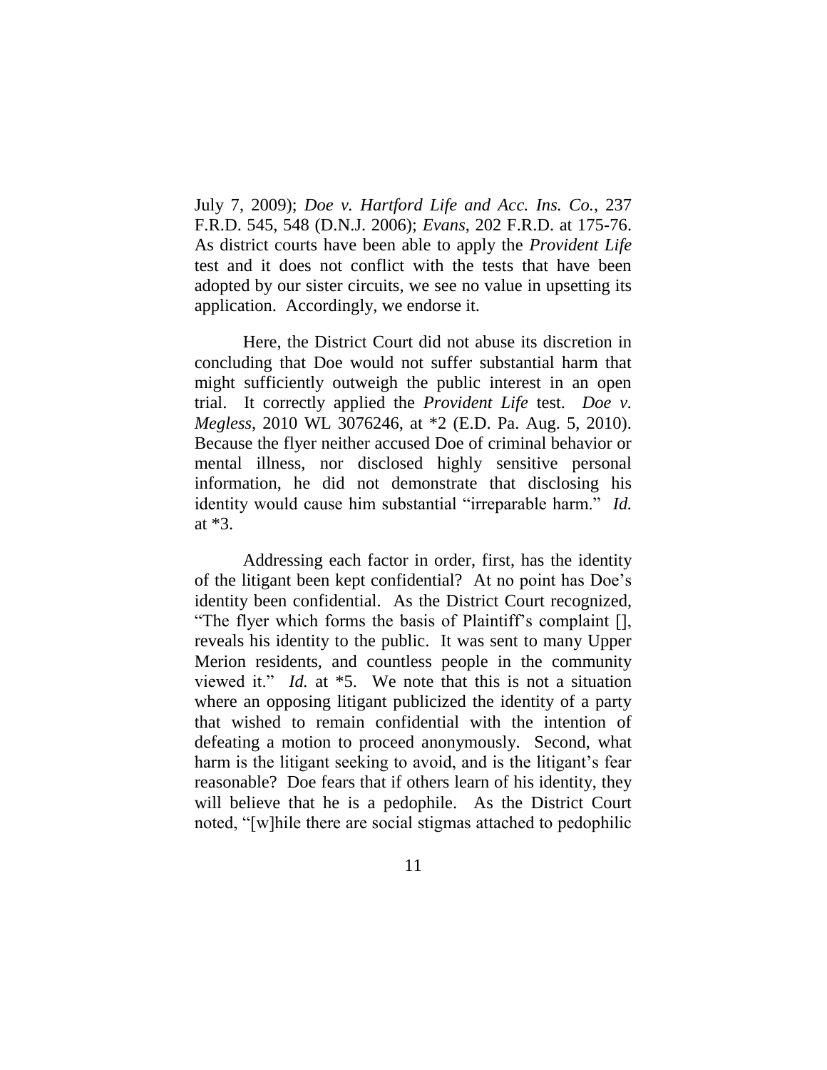July 7, 2009); *Doe v. Hartford Life and Acc. Ins. Co.*, 237 F.R.D. 545, 548 (D.N.J. 2006); *Evans*, 202 F.R.D. at 175-76. As district courts have been able to apply the *Provident Life* test and it does not conflict with the tests that have been adopted by our sister circuits, we see no value in upsetting its application. Accordingly, we endorse it.

Here, the District Court did not abuse its discretion in concluding that Doe would not suffer substantial harm that might sufficiently outweigh the public interest in an open trial. It correctly applied the *Provident Life* test. *Doe v. Megless*, 2010 WL 3076246, at *2 (E.D. Pa. Aug. 5, 2010). Because the flyer neither accused Doe of criminal behavior or mental illness, nor disclosed highly sensitive personal information, he did not demonstrate that disclosing his identity would cause him substantial "irreparable harm." *Id.* at *3.

Addressing each factor in order, first, has the identity of the litigant been kept confidential? At no point has Doe's identity been confidential. As the District Court recognized, "The flyer which forms the basis of Plaintiff's complaint [], reveals his identity to the public. It was sent to many Upper Merion residents, and countless people in the community viewed it." *Id.* at *5. We note that this is not a situation where an opposing litigant publicized the identity of a party that wished to remain confidential with the intention of defeating a motion to proceed anonymously. Second, what harm is the litigant seeking to avoid, and is the litigant's fear reasonable? Doe fears that if others learn of his identity, they will believe that he is a pedophile. As the District Court noted, "[w]hile there are social stigmas attached to pedophilic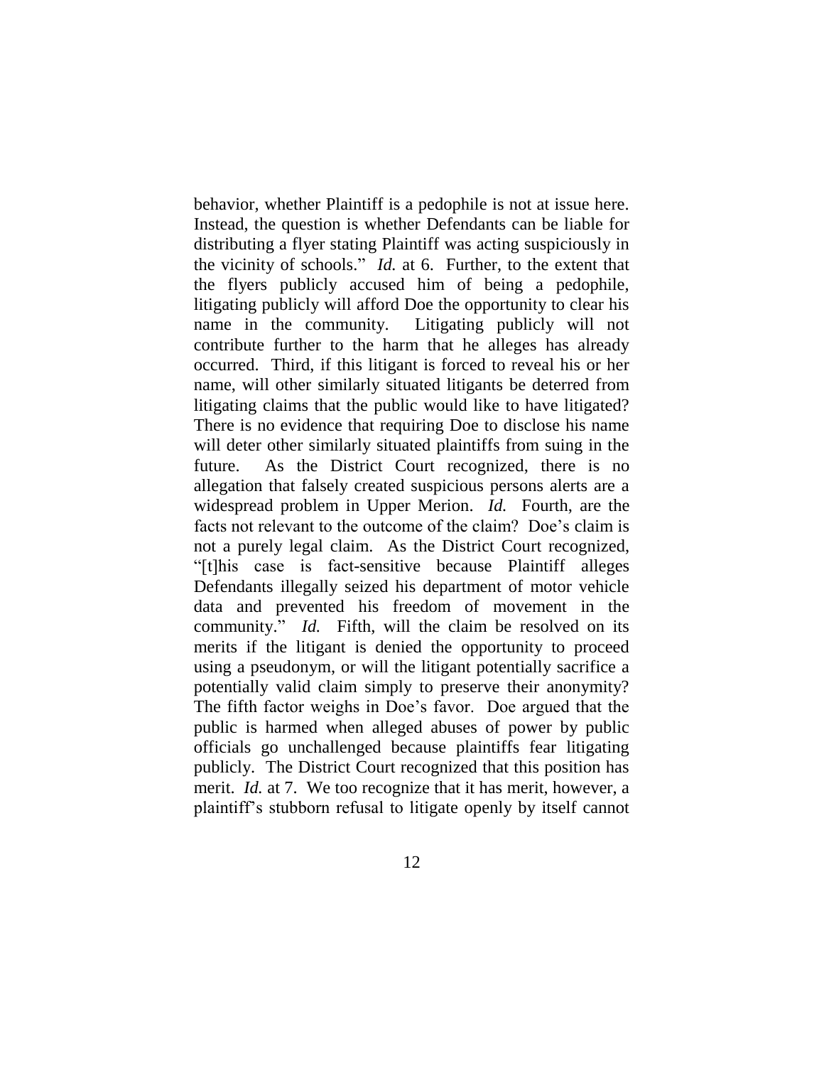behavior, whether Plaintiff is a pedophile is not at issue here. Instead, the question is whether Defendants can be liable for distributing a flyer stating Plaintiff was acting suspiciously in the vicinity of schools." *Id.* at 6. Further, to the extent that the flyers publicly accused him of being a pedophile, litigating publicly will afford Doe the opportunity to clear his name in the community. Litigating publicly will not contribute further to the harm that he alleges has already occurred. Third, if this litigant is forced to reveal his or her name, will other similarly situated litigants be deterred from litigating claims that the public would like to have litigated? There is no evidence that requiring Doe to disclose his name will deter other similarly situated plaintiffs from suing in the future. As the District Court recognized, there is no allegation that falsely created suspicious persons alerts are a widespread problem in Upper Merion. *Id.* Fourth, are the facts not relevant to the outcome of the claim? Doe's claim is not a purely legal claim. As the District Court recognized, "[t]his case is fact-sensitive because Plaintiff alleges Defendants illegally seized his department of motor vehicle data and prevented his freedom of movement in the community." *Id.* Fifth, will the claim be resolved on its merits if the litigant is denied the opportunity to proceed using a pseudonym, or will the litigant potentially sacrifice a potentially valid claim simply to preserve their anonymity? The fifth factor weighs in Doe's favor. Doe argued that the public is harmed when alleged abuses of power by public officials go unchallenged because plaintiffs fear litigating publicly. The District Court recognized that this position has merit. *Id.* at 7. We too recognize that it has merit, however, a plaintiff's stubborn refusal to litigate openly by itself cannot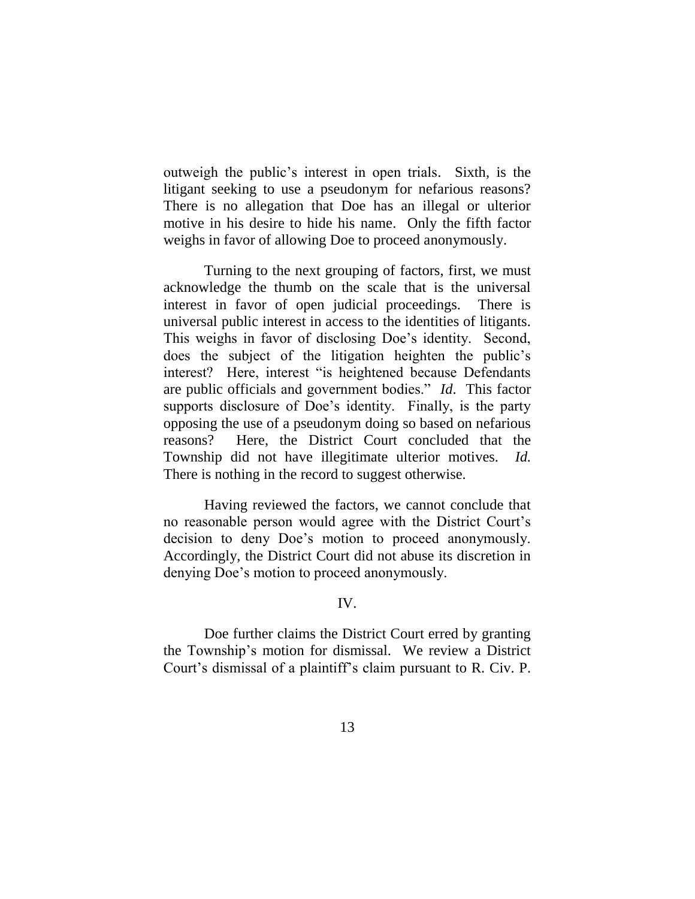outweigh the public's interest in open trials. Sixth, is the litigant seeking to use a pseudonym for nefarious reasons? There is no allegation that Doe has an illegal or ulterior motive in his desire to hide his name. Only the fifth factor weighs in favor of allowing Doe to proceed anonymously.

Turning to the next grouping of factors, first, we must acknowledge the thumb on the scale that is the universal interest in favor of open judicial proceedings. There is universal public interest in access to the identities of litigants. This weighs in favor of disclosing Doe's identity. Second, does the subject of the litigation heighten the public's interest? Here, interest "is heightened because Defendants are public officials and government bodies." *Id*. This factor supports disclosure of Doe's identity. Finally, is the party opposing the use of a pseudonym doing so based on nefarious reasons? Here, the District Court concluded that the Township did not have illegitimate ulterior motives. *Id.* There is nothing in the record to suggest otherwise.

Having reviewed the factors, we cannot conclude that no reasonable person would agree with the District Court's decision to deny Doe's motion to proceed anonymously. Accordingly, the District Court did not abuse its discretion in denying Doe's motion to proceed anonymously.

## IV.

Doe further claims the District Court erred by granting the Township's motion for dismissal. We review a District Court's dismissal of a plaintiff's claim pursuant to R. Civ. P.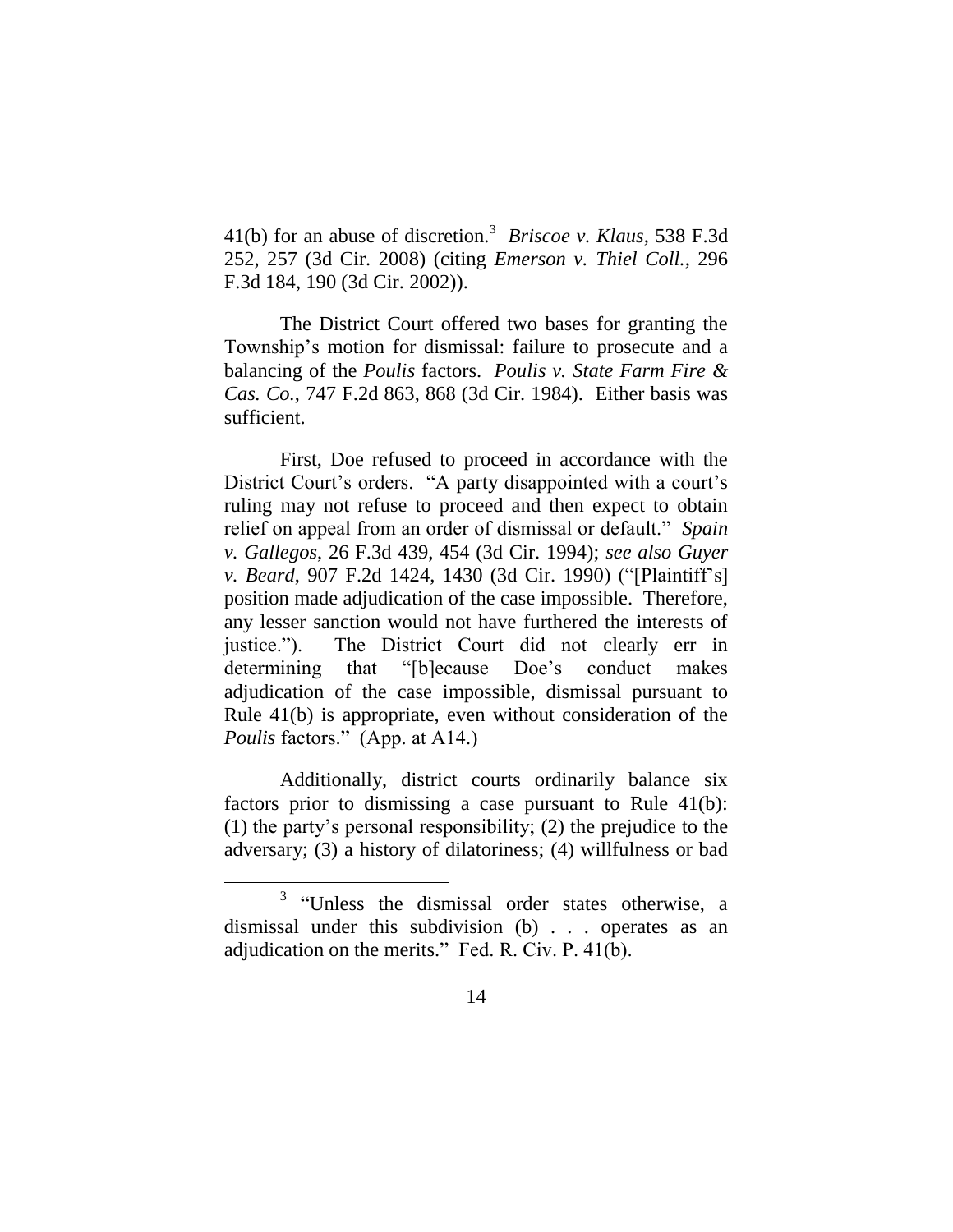41(b) for an abuse of discretion.[3] *Briscoe v. Klaus*, 538 F.3d 252, 257 (3d Cir. 2008) (citing *Emerson v. Thiel Coll.*, 296 F.3d 184, 190 (3d Cir. 2002)).

The District Court offered two bases for granting the Township's motion for dismissal: failure to prosecute and a balancing of the *Poulis* factors. *Poulis v. State Farm Fire & Cas. Co.*, 747 F.2d 863, 868 (3d Cir. 1984). Either basis was sufficient.

First, Doe refused to proceed in accordance with the District Court's orders. "A party disappointed with a court's ruling may not refuse to proceed and then expect to obtain relief on appeal from an order of dismissal or default." *Spain v. Gallegos*, 26 F.3d 439, 454 (3d Cir. 1994); *see also Guyer v. Beard*, 907 F.2d 1424, 1430 (3d Cir. 1990) ("[Plaintiff's] position made adjudication of the case impossible. Therefore, any lesser sanction would not have furthered the interests of justice."). The District Court did not clearly err in determining that "[b]ecause Doe's conduct makes adjudication of the case impossible, dismissal pursuant to Rule 41(b) is appropriate, even without consideration of the *Poulis* factors." (App. at A14.)

Additionally, district courts ordinarily balance six factors prior to dismissing a case pursuant to Rule 41(b): (1) the party's personal responsibility; (2) the prejudice to the adversary; (3) a history of dilatoriness; (4) willfulness or bad

---

[3] "Unless the dismissal order states otherwise, a dismissal under this subdivision (b) . . . operates as an adjudication on the merits." Fed. R. Civ. P. 41(b).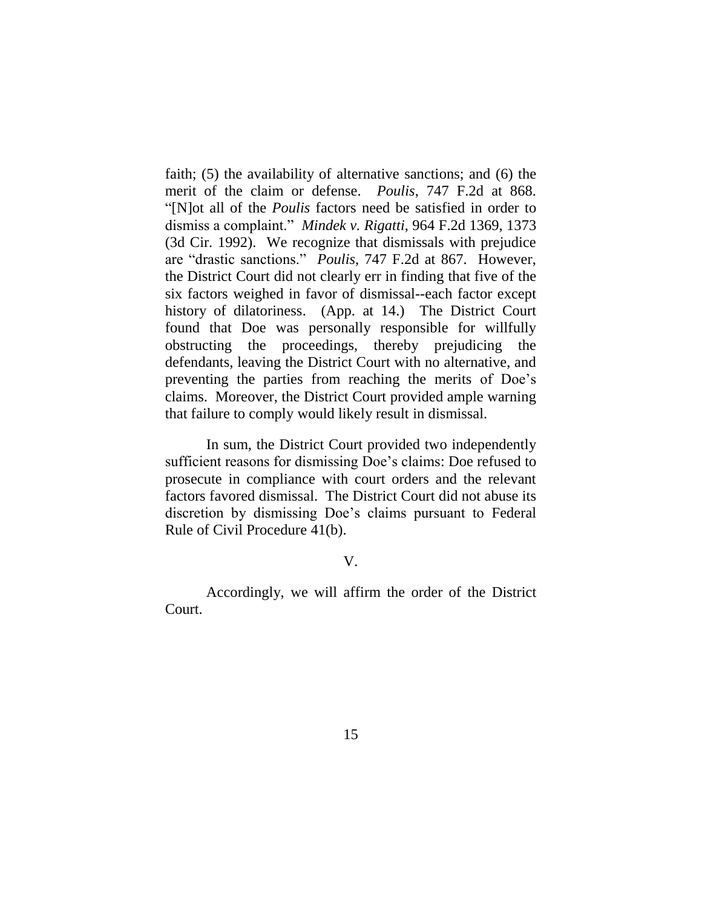faith; (5) the availability of alternative sanctions; and (6) the merit of the claim or defense. *Poulis*, 747 F.2d at 868. "[N]ot all of the *Poulis* factors need be satisfied in order to dismiss a complaint." *Mindek v. Rigatti*, 964 F.2d 1369, 1373 (3d Cir. 1992). We recognize that dismissals with prejudice are "drastic sanctions." *Poulis*, 747 F.2d at 867. However, the District Court did not clearly err in finding that five of the six factors weighed in favor of dismissal--each factor except history of dilatoriness. (App. at 14.) The District Court found that Doe was personally responsible for willfully obstructing the proceedings, thereby prejudicing the defendants, leaving the District Court with no alternative, and preventing the parties from reaching the merits of Doe's claims. Moreover, the District Court provided ample warning that failure to comply would likely result in dismissal.

In sum, the District Court provided two independently sufficient reasons for dismissing Doe's claims: Doe refused to prosecute in compliance with court orders and the relevant factors favored dismissal. The District Court did not abuse its discretion by dismissing Doe's claims pursuant to Federal Rule of Civil Procedure 41(b).

## V.

Accordingly, we will affirm the order of the District Court.